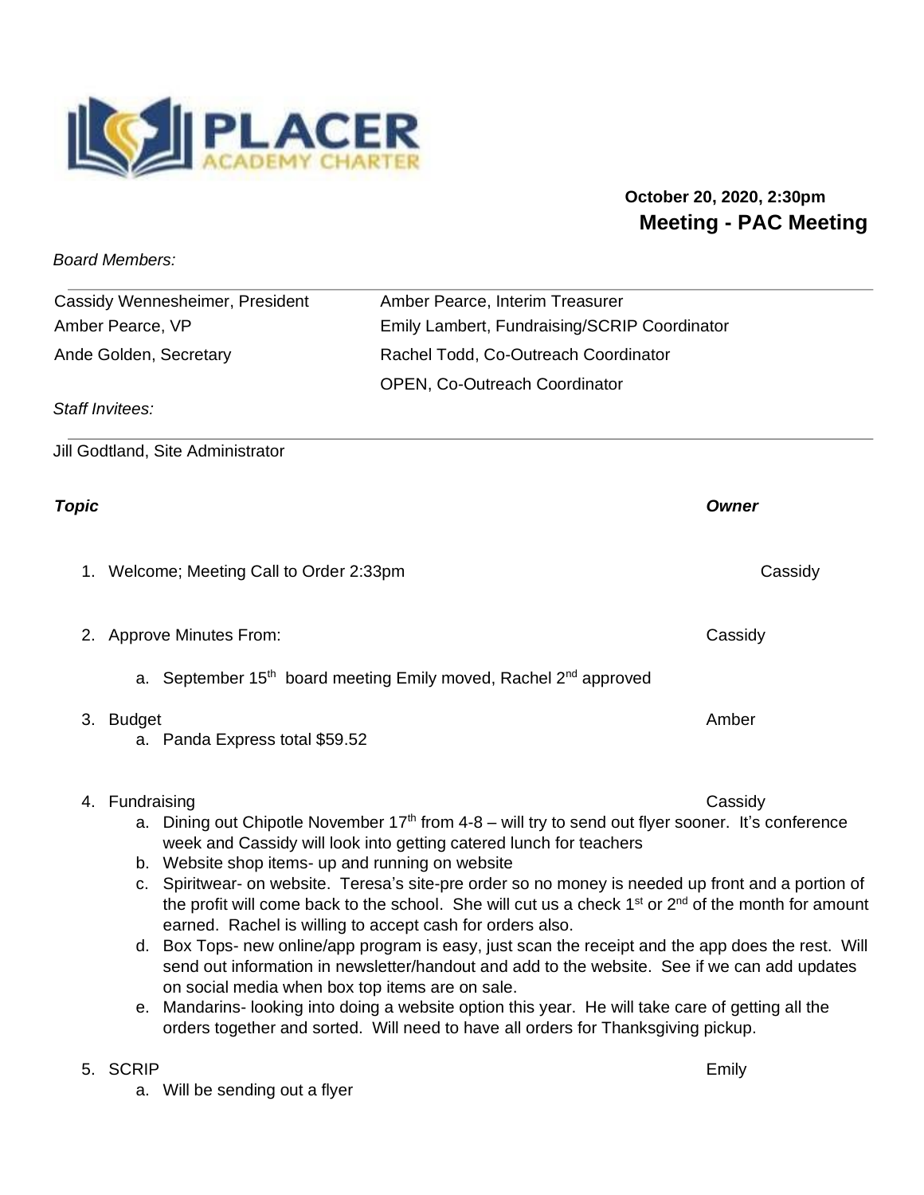**October 20, 2020, 2:30pm**

## Meeting - PAC Meeting

*Board Members:*

| | |
|---|---|
| Cassidy Wennesheimer, President | Amber Pearce, Interim Treasurer |
| Amber Pearce, VP | Emily Lambert, Fundraising/SCRIP Coordinator |
| Ande Golden, Secretary | Rachel Todd, Co-Outreach Coordinator |
| | OPEN, Co-Outreach Coordinator |

*Staff Invitees:*

Jill Godtland, Site Administrator

| ***Topic*** | ***Owner*** |
|---|---|
| 1. Welcome; Meeting Call to Order 2:33pm | Cassidy |
| 2. Approve Minutes From: | Cassidy |
| 3. Budget | Amber |
| 4. Fundraising | Cassidy |
| 5. SCRIP | Emily |

1. Welcome; Meeting Call to Order 2:33pm — Cassidy

2. Approve Minutes From: — Cassidy
   a. September 15th board meeting Emily moved, Rachel 2nd approved

3. Budget — Amber
   a. Panda Express total $59.52

4. Fundraising — Cassidy
   a. Dining out Chipotle November 17th from 4-8 – will try to send out flyer sooner. It's conference week and Cassidy will look into getting catered lunch for teachers
   b. Website shop items- up and running on website
   c. Spiritwear- on website. Teresa's site-pre order so no money is needed up front and a portion of the profit will come back to the school. She will cut us a check 1st or 2nd of the month for amount earned. Rachel is willing to accept cash for orders also.
   d. Box Tops- new online/app program is easy, just scan the receipt and the app does the rest. Will send out information in newsletter/handout and add to the website. See if we can add updates on social media when box top items are on sale.
   e. Mandarins- looking into doing a website option this year. He will take care of getting all the orders together and sorted. Will need to have all orders for Thanksgiving pickup.

5. SCRIP — Emily
   a. Will be sending out a flyer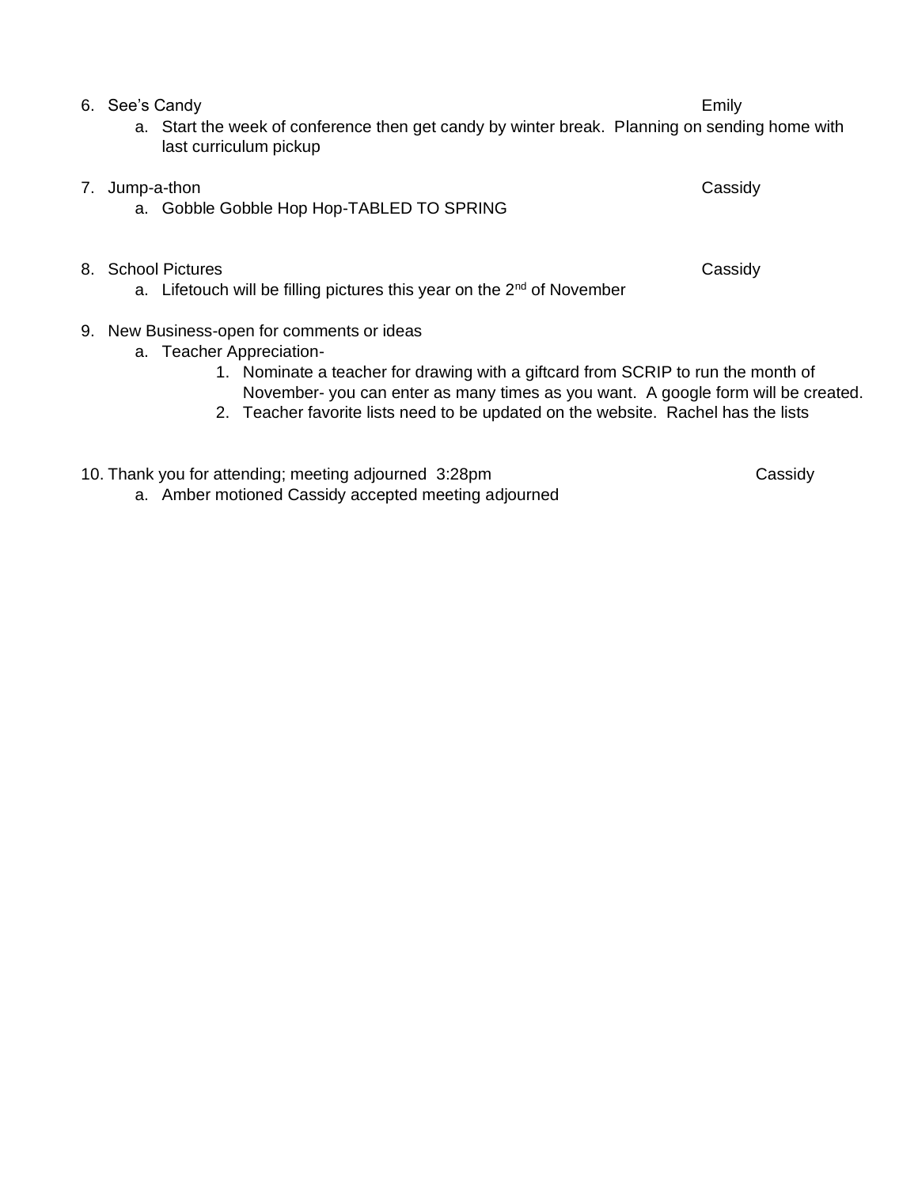6. See's Candy — Emily
    a. Start the week of conference then get candy by winter break. Planning on sending home with last curriculum pickup

7. Jump-a-thon — Cassidy
    a. Gobble Gobble Hop Hop-TABLED TO SPRING

8. School Pictures — Cassidy
    a. Lifetouch will be filling pictures this year on the 2nd of November

9. New Business-open for comments or ideas
    a. Teacher Appreciation-
        1. Nominate a teacher for drawing with a giftcard from SCRIP to run the month of November- you can enter as many times as you want. A google form will be created.
        2. Teacher favorite lists need to be updated on the website. Rachel has the lists

10. Thank you for attending; meeting adjourned 3:28pm — Cassidy
    a. Amber motioned Cassidy accepted meeting adjourned